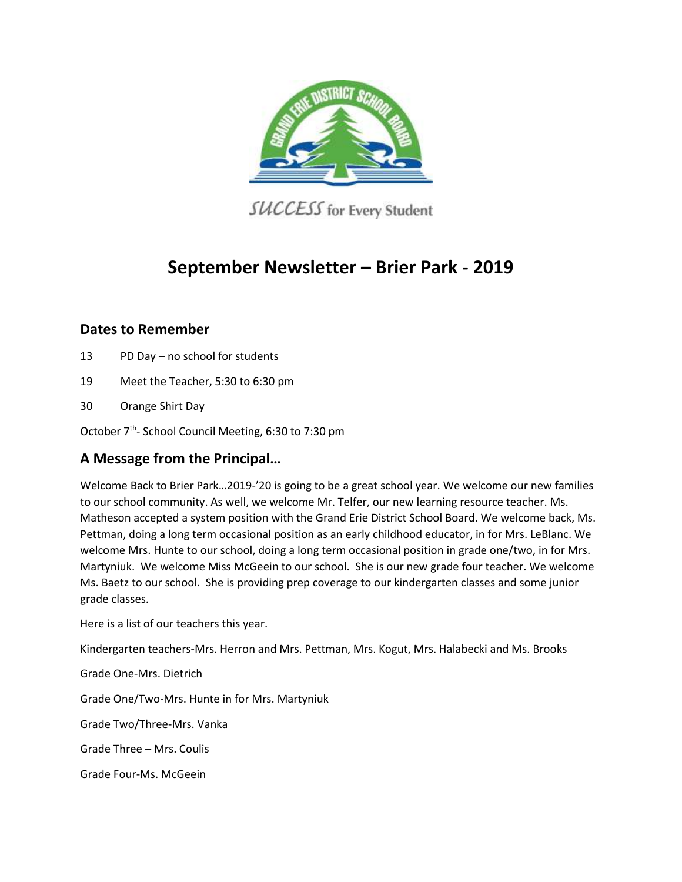# September Newsletter – Brier Park - 2019

## Dates to Remember

13 PD Day – no school for students

19 Meet the Teacher, 5:30 to 6:30 pm

30 Orange Shirt Day

October 7th- School Council Meeting, 6:30 to 7:30 pm

## A Message from the Principal…

Welcome Back to Brier Park…2019-'20 is going to be a great school year. We welcome our new families to our school community. As well, we welcome Mr. Telfer, our new learning resource teacher. Ms. Matheson accepted a system position with the Grand Erie District School Board. We welcome back, Ms. Pettman, doing a long term occasional position as an early childhood educator, in for Mrs. LeBlanc. We welcome Mrs. Hunte to our school, doing a long term occasional position in grade one/two, in for Mrs. Martyniuk. We welcome Miss McGeein to our school. She is our new grade four teacher. We welcome Ms. Baetz to our school. She is providing prep coverage to our kindergarten classes and some junior grade classes.

Here is a list of our teachers this year.

Kindergarten teachers-Mrs. Herron and Mrs. Pettman, Mrs. Kogut, Mrs. Halabecki and Ms. Brooks

Grade One-Mrs. Dietrich

Grade One/Two-Mrs. Hunte in for Mrs. Martyniuk

Grade Two/Three-Mrs. Vanka

Grade Three – Mrs. Coulis

Grade Four-Ms. McGeein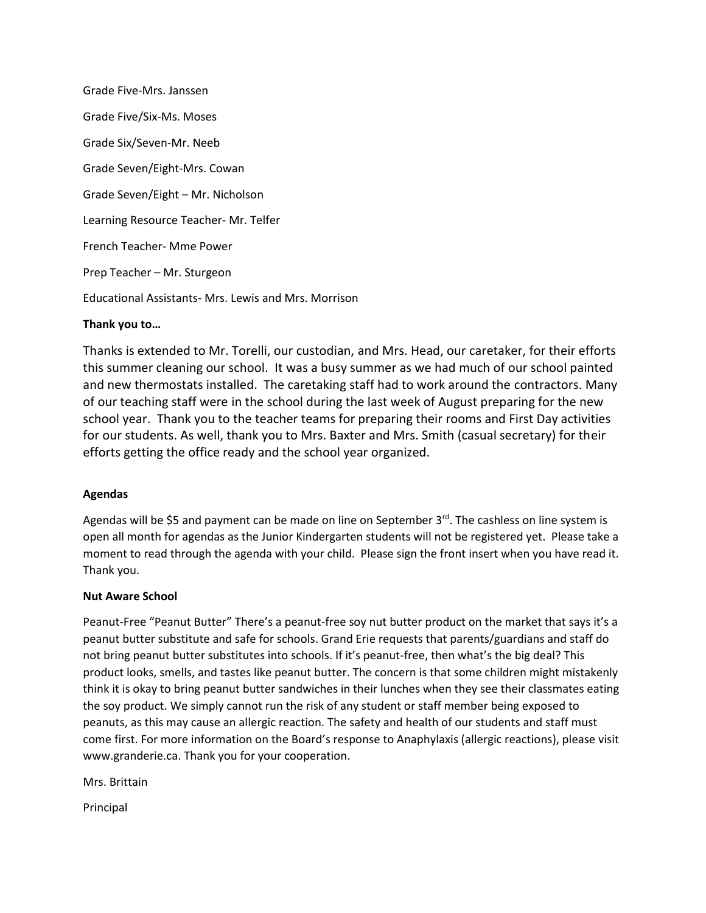Grade Five-Mrs. Janssen

Grade Five/Six-Ms. Moses

Grade Six/Seven-Mr. Neeb

Grade Seven/Eight-Mrs. Cowan

Grade Seven/Eight – Mr. Nicholson

Learning Resource Teacher- Mr. Telfer

French Teacher- Mme Power

Prep Teacher – Mr. Sturgeon

Educational Assistants- Mrs. Lewis and Mrs. Morrison

**Thank you to…**

Thanks is extended to Mr. Torelli, our custodian, and Mrs. Head, our caretaker, for their efforts this summer cleaning our school. It was a busy summer as we had much of our school painted and new thermostats installed. The caretaking staff had to work around the contractors. Many of our teaching staff were in the school during the last week of August preparing for the new school year. Thank you to the teacher teams for preparing their rooms and First Day activities for our students. As well, thank you to Mrs. Baxter and Mrs. Smith (casual secretary) for their efforts getting the office ready and the school year organized.

**Agendas**

Agendas will be $5 and payment can be made on line on September 3rd. The cashless on line system is open all month for agendas as the Junior Kindergarten students will not be registered yet. Please take a moment to read through the agenda with your child. Please sign the front insert when you have read it. Thank you.

**Nut Aware School**

Peanut-Free "Peanut Butter" There's a peanut-free soy nut butter product on the market that says it's a peanut butter substitute and safe for schools. Grand Erie requests that parents/guardians and staff do not bring peanut butter substitutes into schools. If it's peanut-free, then what's the big deal? This product looks, smells, and tastes like peanut butter. The concern is that some children might mistakenly think it is okay to bring peanut butter sandwiches in their lunches when they see their classmates eating the soy product. We simply cannot run the risk of any student or staff member being exposed to peanuts, as this may cause an allergic reaction. The safety and health of our students and staff must come first. For more information on the Board's response to Anaphylaxis (allergic reactions), please visit www.granderie.ca. Thank you for your cooperation.

Mrs. Brittain

Principal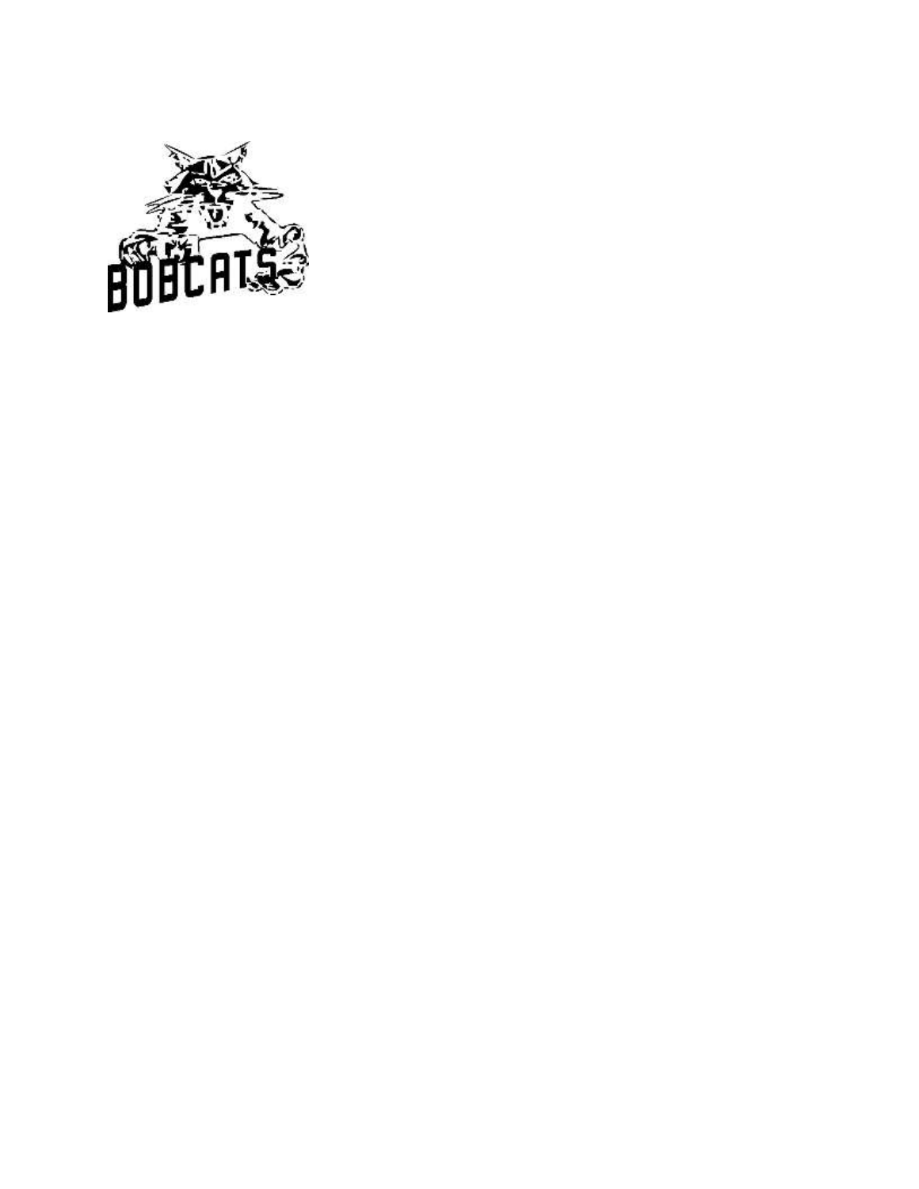BOBCATS